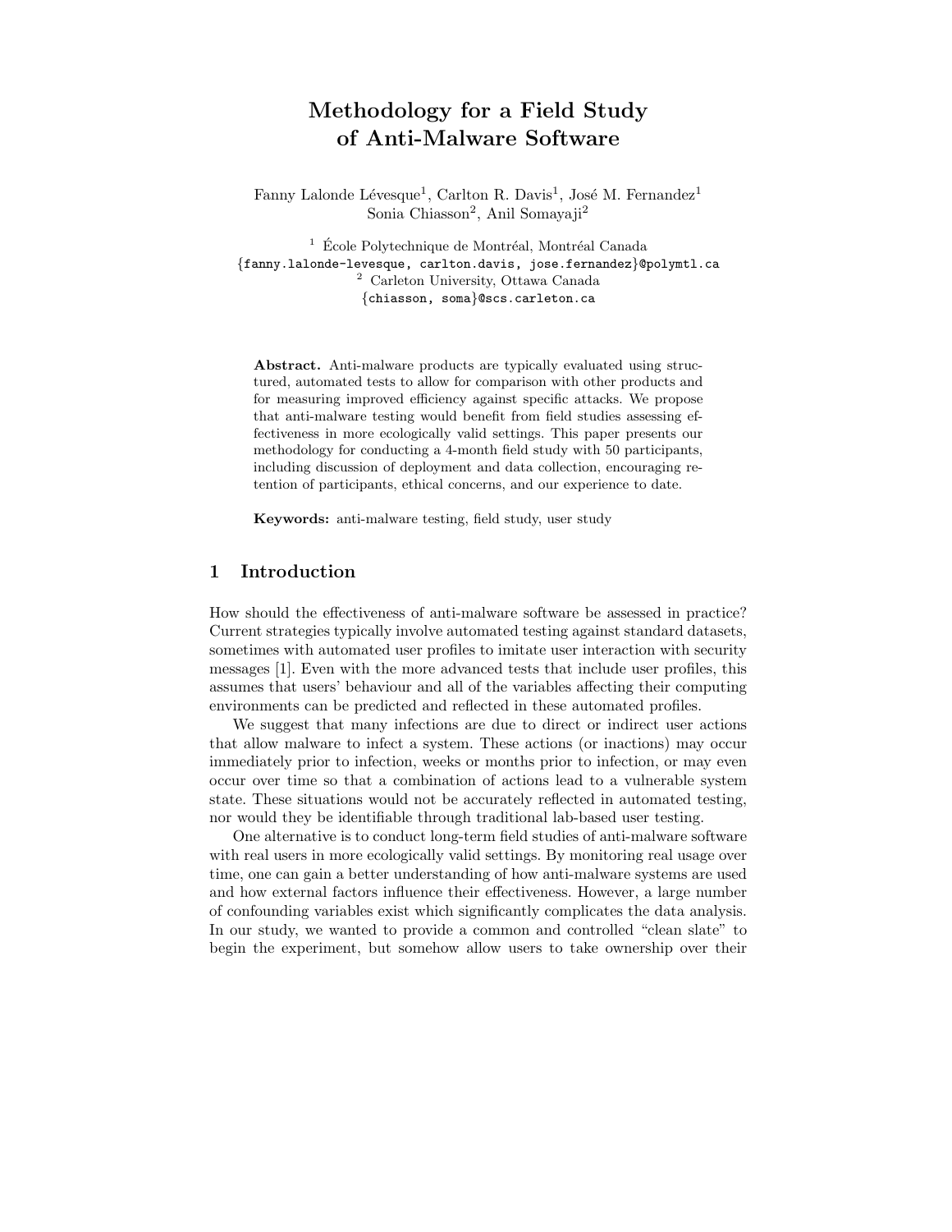# Methodology for a Field Study of Anti-Malware Software

Fanny Lalonde Lévesque[1], Carlton R. Davis[1], José M. Fernandez[1]
Sonia Chiasson[2], Anil Somayaji[2]

[1] École Polytechnique de Montréal, Montréal Canada
{fanny.lalonde-levesque, carlton.davis, jose.fernandez}@polymtl.ca
[2] Carleton University, Ottawa Canada
{chiasson, soma}@scs.carleton.ca

**Abstract.** Anti-malware products are typically evaluated using structured, automated tests to allow for comparison with other products and for measuring improved efficiency against specific attacks. We propose that anti-malware testing would benefit from field studies assessing effectiveness in more ecologically valid settings. This paper presents our methodology for conducting a 4-month field study with 50 participants, including discussion of deployment and data collection, encouraging retention of participants, ethical concerns, and our experience to date.

**Keywords:** anti-malware testing, field study, user study

## 1 Introduction

How should the effectiveness of anti-malware software be assessed in practice? Current strategies typically involve automated testing against standard datasets, sometimes with automated user profiles to imitate user interaction with security messages [1]. Even with the more advanced tests that include user profiles, this assumes that users' behaviour and all of the variables affecting their computing environments can be predicted and reflected in these automated profiles.

We suggest that many infections are due to direct or indirect user actions that allow malware to infect a system. These actions (or inactions) may occur immediately prior to infection, weeks or months prior to infection, or may even occur over time so that a combination of actions lead to a vulnerable system state. These situations would not be accurately reflected in automated testing, nor would they be identifiable through traditional lab-based user testing.

One alternative is to conduct long-term field studies of anti-malware software with real users in more ecologically valid settings. By monitoring real usage over time, one can gain a better understanding of how anti-malware systems are used and how external factors influence their effectiveness. However, a large number of confounding variables exist which significantly complicates the data analysis. In our study, we wanted to provide a common and controlled "clean slate" to begin the experiment, but somehow allow users to take ownership over their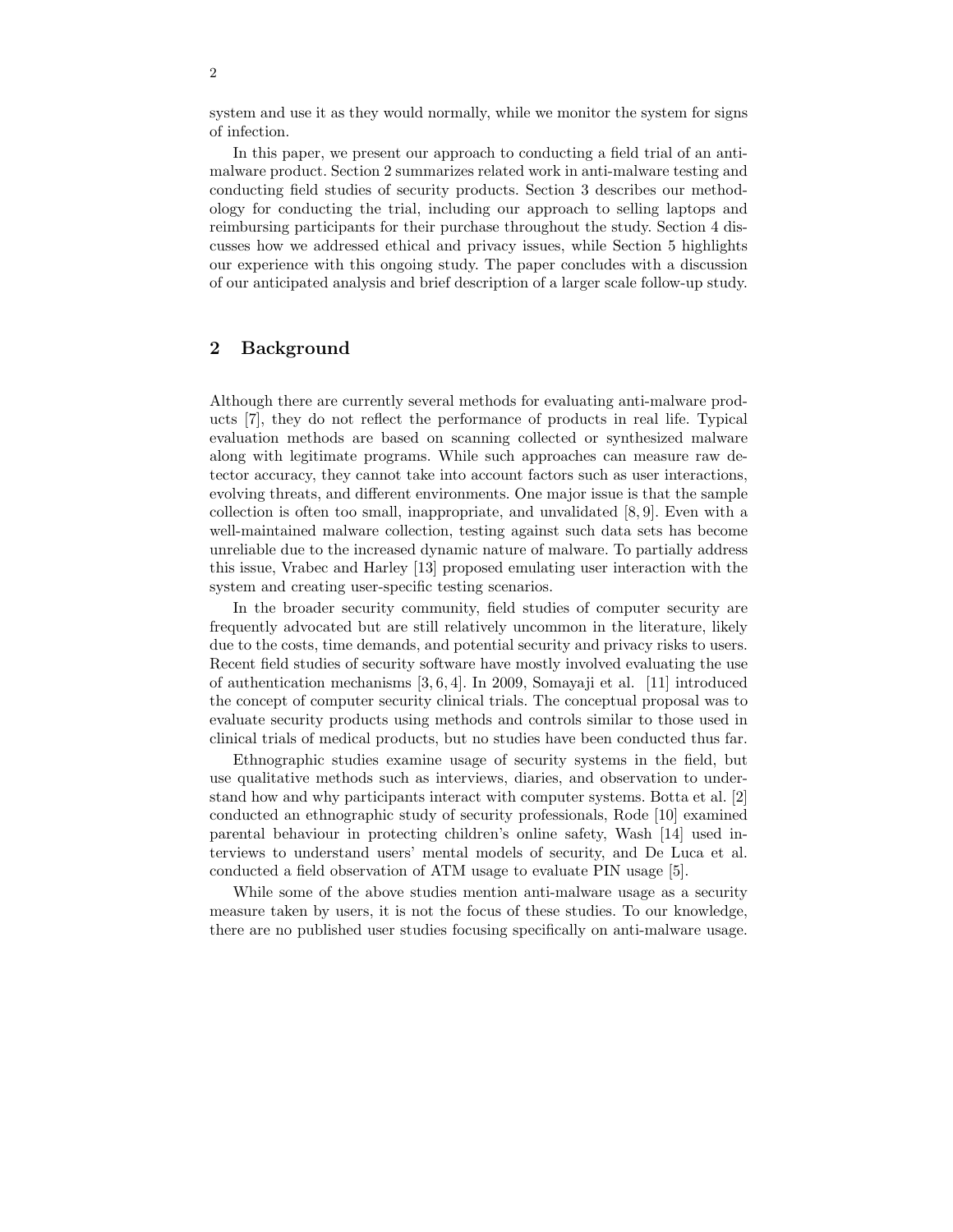system and use it as they would normally, while we monitor the system for signs of infection.

In this paper, we present our approach to conducting a field trial of an anti-malware product. Section 2 summarizes related work in anti-malware testing and conducting field studies of security products. Section 3 describes our methodology for conducting the trial, including our approach to selling laptops and reimbursing participants for their purchase throughout the study. Section 4 discusses how we addressed ethical and privacy issues, while Section 5 highlights our experience with this ongoing study. The paper concludes with a discussion of our anticipated analysis and brief description of a larger scale follow-up study.

## 2 Background

Although there are currently several methods for evaluating anti-malware products [7], they do not reflect the performance of products in real life. Typical evaluation methods are based on scanning collected or synthesized malware along with legitimate programs. While such approaches can measure raw detector accuracy, they cannot take into account factors such as user interactions, evolving threats, and different environments. One major issue is that the sample collection is often too small, inappropriate, and unvalidated [8, 9]. Even with a well-maintained malware collection, testing against such data sets has become unreliable due to the increased dynamic nature of malware. To partially address this issue, Vrabec and Harley [13] proposed emulating user interaction with the system and creating user-specific testing scenarios.

In the broader security community, field studies of computer security are frequently advocated but are still relatively uncommon in the literature, likely due to the costs, time demands, and potential security and privacy risks to users. Recent field studies of security software have mostly involved evaluating the use of authentication mechanisms [3, 6, 4]. In 2009, Somayaji et al. [11] introduced the concept of computer security clinical trials. The conceptual proposal was to evaluate security products using methods and controls similar to those used in clinical trials of medical products, but no studies have been conducted thus far.

Ethnographic studies examine usage of security systems in the field, but use qualitative methods such as interviews, diaries, and observation to understand how and why participants interact with computer systems. Botta et al. [2] conducted an ethnographic study of security professionals, Rode [10] examined parental behaviour in protecting children's online safety, Wash [14] used interviews to understand users' mental models of security, and De Luca et al. conducted a field observation of ATM usage to evaluate PIN usage [5].

While some of the above studies mention anti-malware usage as a security measure taken by users, it is not the focus of these studies. To our knowledge, there are no published user studies focusing specifically on anti-malware usage.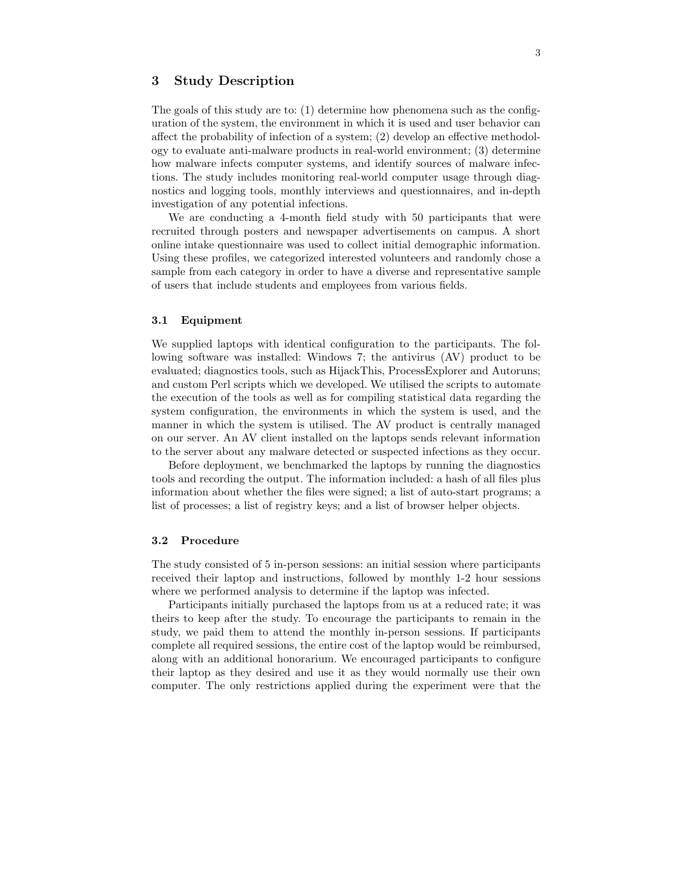## 3 Study Description

The goals of this study are to: (1) determine how phenomena such as the configuration of the system, the environment in which it is used and user behavior can affect the probability of infection of a system; (2) develop an effective methodology to evaluate anti-malware products in real-world environment; (3) determine how malware infects computer systems, and identify sources of malware infections. The study includes monitoring real-world computer usage through diagnostics and logging tools, monthly interviews and questionnaires, and in-depth investigation of any potential infections.

We are conducting a 4-month field study with 50 participants that were recruited through posters and newspaper advertisements on campus. A short online intake questionnaire was used to collect initial demographic information. Using these profiles, we categorized interested volunteers and randomly chose a sample from each category in order to have a diverse and representative sample of users that include students and employees from various fields.

### 3.1 Equipment

We supplied laptops with identical configuration to the participants. The following software was installed: Windows 7; the antivirus (AV) product to be evaluated; diagnostics tools, such as HijackThis, ProcessExplorer and Autoruns; and custom Perl scripts which we developed. We utilised the scripts to automate the execution of the tools as well as for compiling statistical data regarding the system configuration, the environments in which the system is used, and the manner in which the system is utilised. The AV product is centrally managed on our server. An AV client installed on the laptops sends relevant information to the server about any malware detected or suspected infections as they occur.

Before deployment, we benchmarked the laptops by running the diagnostics tools and recording the output. The information included: a hash of all files plus information about whether the files were signed; a list of auto-start programs; a list of processes; a list of registry keys; and a list of browser helper objects.

### 3.2 Procedure

The study consisted of 5 in-person sessions: an initial session where participants received their laptop and instructions, followed by monthly 1-2 hour sessions where we performed analysis to determine if the laptop was infected.

Participants initially purchased the laptops from us at a reduced rate; it was theirs to keep after the study. To encourage the participants to remain in the study, we paid them to attend the monthly in-person sessions. If participants complete all required sessions, the entire cost of the laptop would be reimbursed, along with an additional honorarium. We encouraged participants to configure their laptop as they desired and use it as they would normally use their own computer. The only restrictions applied during the experiment were that the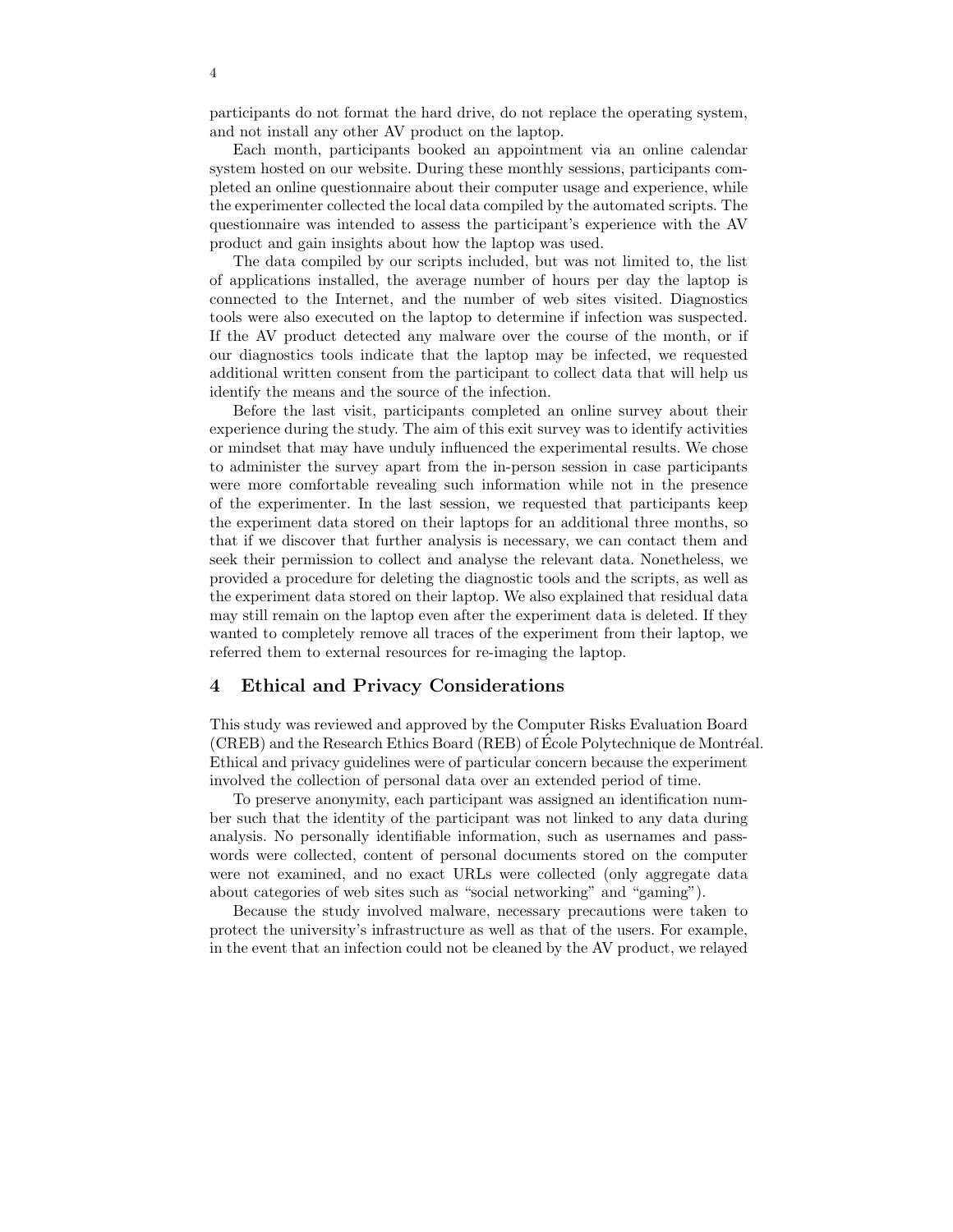participants do not format the hard drive, do not replace the operating system, and not install any other AV product on the laptop.

Each month, participants booked an appointment via an online calendar system hosted on our website. During these monthly sessions, participants completed an online questionnaire about their computer usage and experience, while the experimenter collected the local data compiled by the automated scripts. The questionnaire was intended to assess the participant's experience with the AV product and gain insights about how the laptop was used.

The data compiled by our scripts included, but was not limited to, the list of applications installed, the average number of hours per day the laptop is connected to the Internet, and the number of web sites visited. Diagnostics tools were also executed on the laptop to determine if infection was suspected. If the AV product detected any malware over the course of the month, or if our diagnostics tools indicate that the laptop may be infected, we requested additional written consent from the participant to collect data that will help us identify the means and the source of the infection.

Before the last visit, participants completed an online survey about their experience during the study. The aim of this exit survey was to identify activities or mindset that may have unduly influenced the experimental results. We chose to administer the survey apart from the in-person session in case participants were more comfortable revealing such information while not in the presence of the experimenter. In the last session, we requested that participants keep the experiment data stored on their laptops for an additional three months, so that if we discover that further analysis is necessary, we can contact them and seek their permission to collect and analyse the relevant data. Nonetheless, we provided a procedure for deleting the diagnostic tools and the scripts, as well as the experiment data stored on their laptop. We also explained that residual data may still remain on the laptop even after the experiment data is deleted. If they wanted to completely remove all traces of the experiment from their laptop, we referred them to external resources for re-imaging the laptop.

## 4 Ethical and Privacy Considerations

This study was reviewed and approved by the Computer Risks Evaluation Board (CREB) and the Research Ethics Board (REB) of École Polytechnique de Montréal. Ethical and privacy guidelines were of particular concern because the experiment involved the collection of personal data over an extended period of time.

To preserve anonymity, each participant was assigned an identification number such that the identity of the participant was not linked to any data during analysis. No personally identifiable information, such as usernames and passwords were collected, content of personal documents stored on the computer were not examined, and no exact URLs were collected (only aggregate data about categories of web sites such as "social networking" and "gaming").

Because the study involved malware, necessary precautions were taken to protect the university's infrastructure as well as that of the users. For example, in the event that an infection could not be cleaned by the AV product, we relayed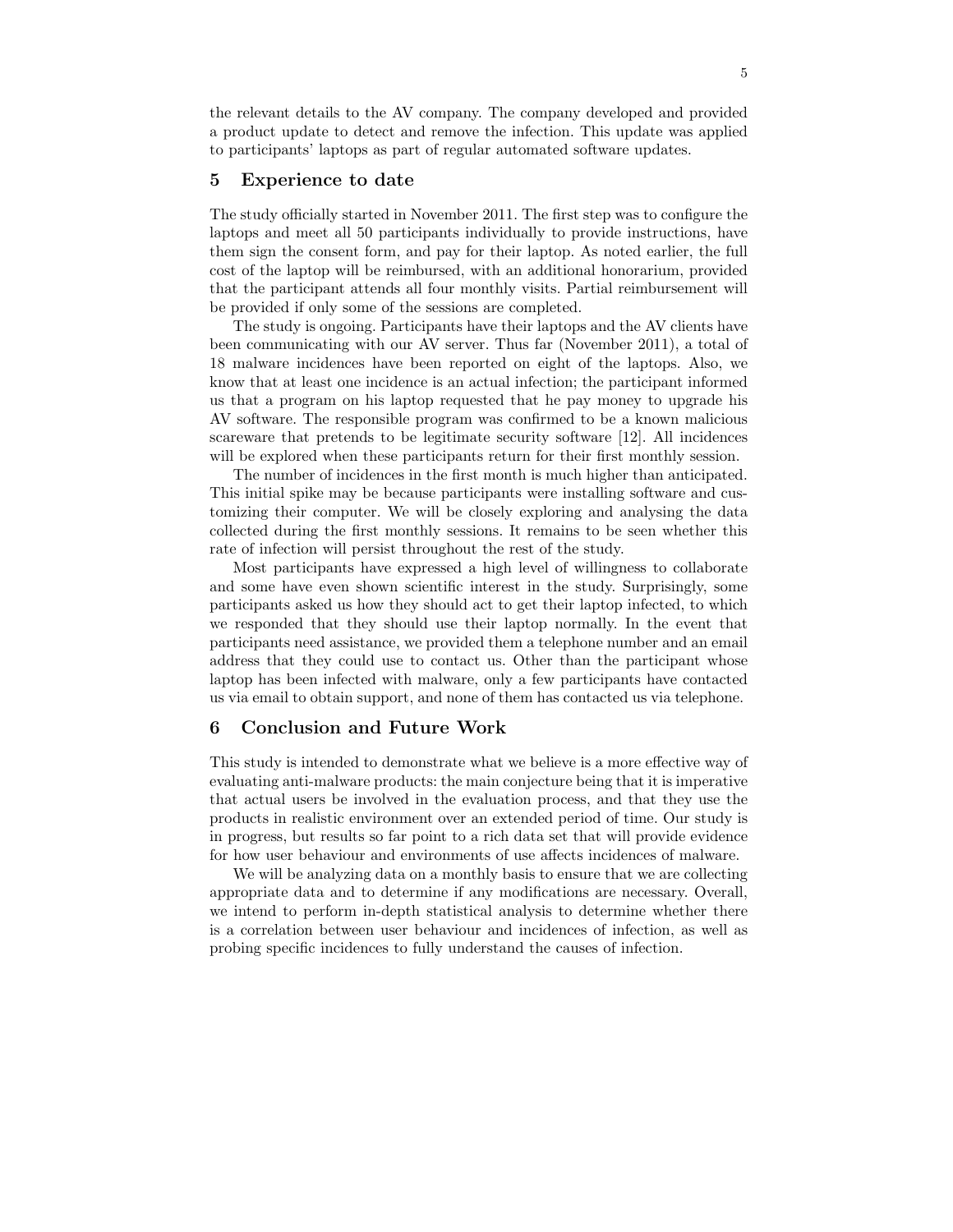the relevant details to the AV company. The company developed and provided a product update to detect and remove the infection. This update was applied to participants' laptops as part of regular automated software updates.

## 5 Experience to date

The study officially started in November 2011. The first step was to configure the laptops and meet all 50 participants individually to provide instructions, have them sign the consent form, and pay for their laptop. As noted earlier, the full cost of the laptop will be reimbursed, with an additional honorarium, provided that the participant attends all four monthly visits. Partial reimbursement will be provided if only some of the sessions are completed.

The study is ongoing. Participants have their laptops and the AV clients have been communicating with our AV server. Thus far (November 2011), a total of 18 malware incidences have been reported on eight of the laptops. Also, we know that at least one incidence is an actual infection; the participant informed us that a program on his laptop requested that he pay money to upgrade his AV software. The responsible program was confirmed to be a known malicious scareware that pretends to be legitimate security software [12]. All incidences will be explored when these participants return for their first monthly session.

The number of incidences in the first month is much higher than anticipated. This initial spike may be because participants were installing software and customizing their computer. We will be closely exploring and analysing the data collected during the first monthly sessions. It remains to be seen whether this rate of infection will persist throughout the rest of the study.

Most participants have expressed a high level of willingness to collaborate and some have even shown scientific interest in the study. Surprisingly, some participants asked us how they should act to get their laptop infected, to which we responded that they should use their laptop normally. In the event that participants need assistance, we provided them a telephone number and an email address that they could use to contact us. Other than the participant whose laptop has been infected with malware, only a few participants have contacted us via email to obtain support, and none of them has contacted us via telephone.

## 6 Conclusion and Future Work

This study is intended to demonstrate what we believe is a more effective way of evaluating anti-malware products: the main conjecture being that it is imperative that actual users be involved in the evaluation process, and that they use the products in realistic environment over an extended period of time. Our study is in progress, but results so far point to a rich data set that will provide evidence for how user behaviour and environments of use affects incidences of malware.

We will be analyzing data on a monthly basis to ensure that we are collecting appropriate data and to determine if any modifications are necessary. Overall, we intend to perform in-depth statistical analysis to determine whether there is a correlation between user behaviour and incidences of infection, as well as probing specific incidences to fully understand the causes of infection.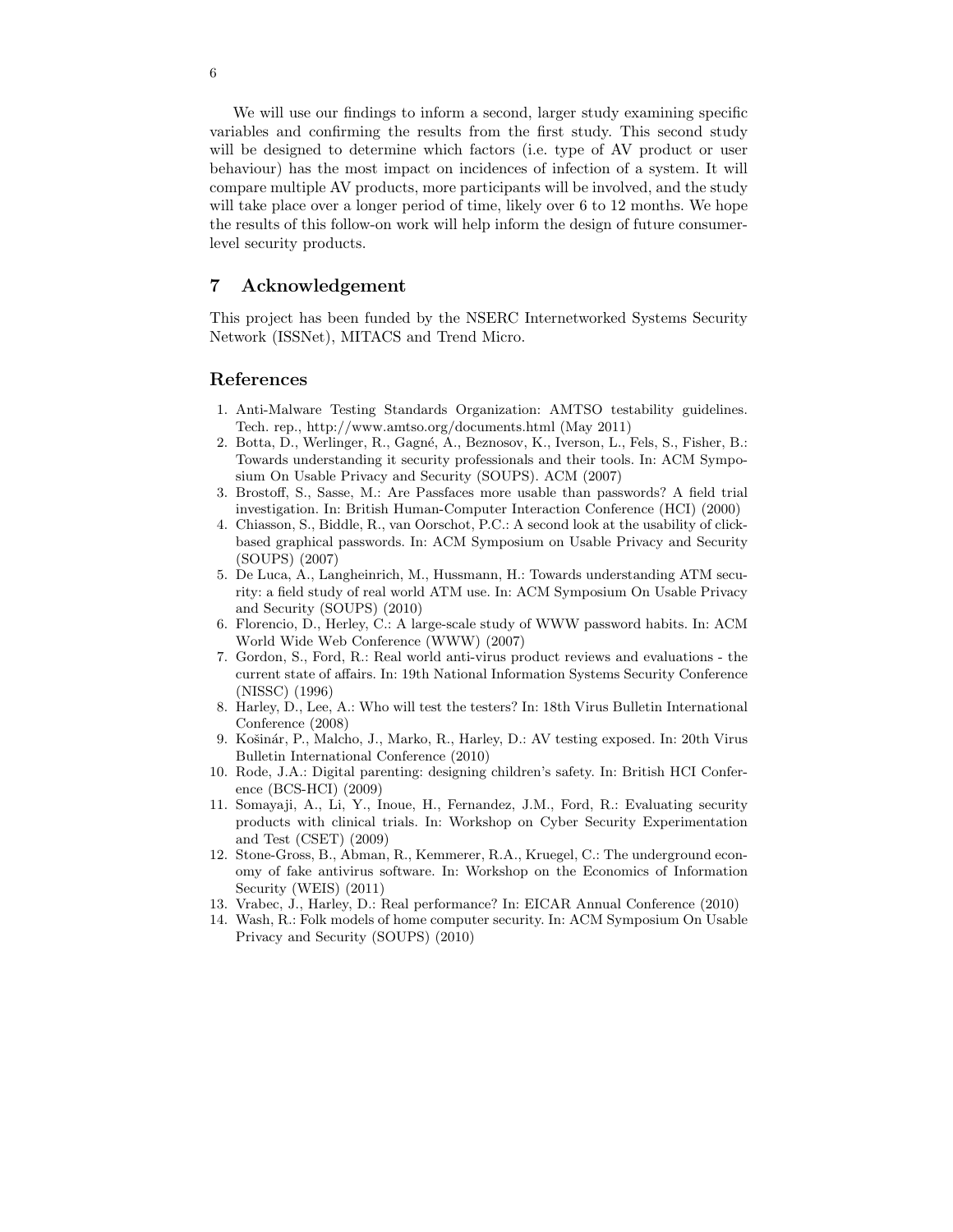We will use our findings to inform a second, larger study examining specific variables and confirming the results from the first study. This second study will be designed to determine which factors (i.e. type of AV product or user behaviour) has the most impact on incidences of infection of a system. It will compare multiple AV products, more participants will be involved, and the study will take place over a longer period of time, likely over 6 to 12 months. We hope the results of this follow-on work will help inform the design of future consumer-level security products.

## 7 Acknowledgement

This project has been funded by the NSERC Internetworked Systems Security Network (ISSNet), MITACS and Trend Micro.

## References

1. Anti-Malware Testing Standards Organization: AMTSO testability guidelines. Tech. rep., http://www.amtso.org/documents.html (May 2011)
2. Botta, D., Werlinger, R., Gagné, A., Beznosov, K., Iverson, L., Fels, S., Fisher, B.: Towards understanding it security professionals and their tools. In: ACM Symposium On Usable Privacy and Security (SOUPS). ACM (2007)
3. Brostoff, S., Sasse, M.: Are Passfaces more usable than passwords? A field trial investigation. In: British Human-Computer Interaction Conference (HCI) (2000)
4. Chiasson, S., Biddle, R., van Oorschot, P.C.: A second look at the usability of click-based graphical passwords. In: ACM Symposium on Usable Privacy and Security (SOUPS) (2007)
5. De Luca, A., Langheinrich, M., Hussmann, H.: Towards understanding ATM security: a field study of real world ATM use. In: ACM Symposium On Usable Privacy and Security (SOUPS) (2010)
6. Florencio, D., Herley, C.: A large-scale study of WWW password habits. In: ACM World Wide Web Conference (WWW) (2007)
7. Gordon, S., Ford, R.: Real world anti-virus product reviews and evaluations - the current state of affairs. In: 19th National Information Systems Security Conference (NISSC) (1996)
8. Harley, D., Lee, A.: Who will test the testers? In: 18th Virus Bulletin International Conference (2008)
9. Košinár, P., Malcho, J., Marko, R., Harley, D.: AV testing exposed. In: 20th Virus Bulletin International Conference (2010)
10. Rode, J.A.: Digital parenting: designing children's safety. In: British HCI Conference (BCS-HCI) (2009)
11. Somayaji, A., Li, Y., Inoue, H., Fernandez, J.M., Ford, R.: Evaluating security products with clinical trials. In: Workshop on Cyber Security Experimentation and Test (CSET) (2009)
12. Stone-Gross, B., Abman, R., Kemmerer, R.A., Kruegel, C.: The underground economy of fake antivirus software. In: Workshop on the Economics of Information Security (WEIS) (2011)
13. Vrabec, J., Harley, D.: Real performance? In: EICAR Annual Conference (2010)
14. Wash, R.: Folk models of home computer security. In: ACM Symposium On Usable Privacy and Security (SOUPS) (2010)